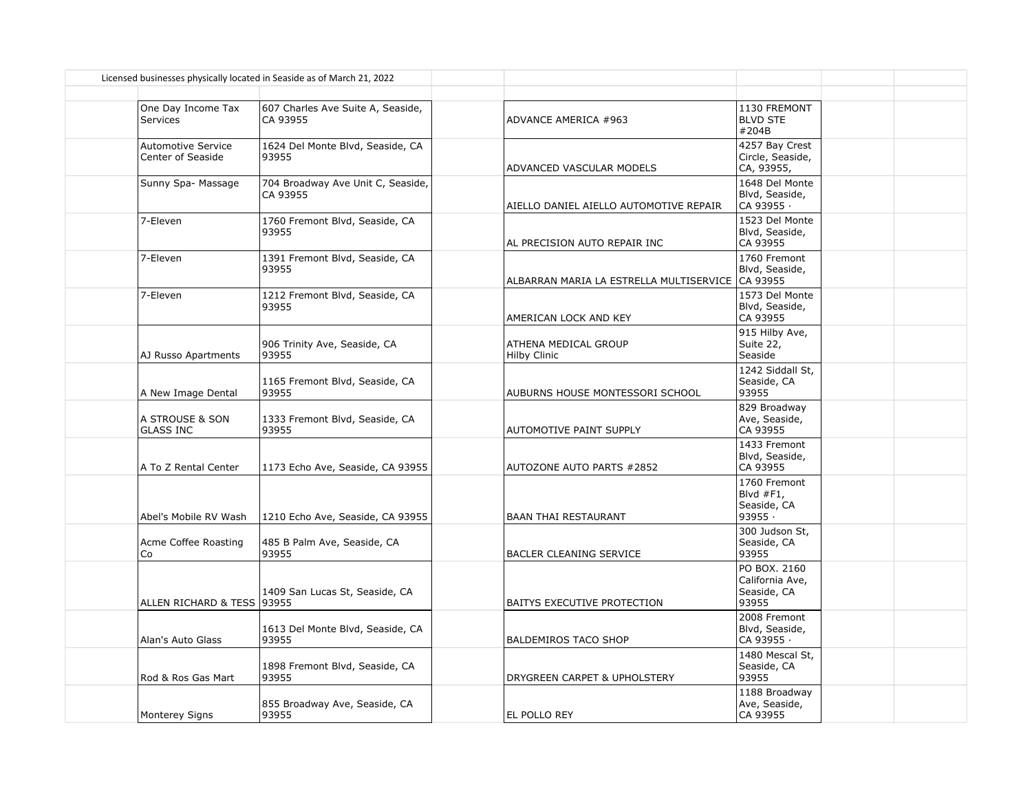Licensed businesses physically located in Seaside as of March 21, 2022

| Business Name | Address | Business Name | Address |
|---|---|---|---|
| One Day Income Tax Services | 607 Charles Ave Suite A, Seaside, CA 93955 | ADVANCE AMERICA #963 | 1130 FREMONT BLVD STE #204B |
| Automotive Service Center of Seaside | 1624 Del Monte Blvd, Seaside, CA 93955 | ADVANCED VASCULAR MODELS | 4257 Bay Crest Circle, Seaside, CA, 93955, |
| Sunny Spa- Massage | 704 Broadway Ave Unit C, Seaside, CA 93955 | AIELLO DANIEL AIELLO AUTOMOTIVE REPAIR | 1648 Del Monte Blvd, Seaside, CA 93955 · |
| 7-Eleven | 1760 Fremont Blvd, Seaside, CA 93955 | AL PRECISION AUTO REPAIR INC | 1523 Del Monte Blvd, Seaside, CA 93955 |
| 7-Eleven | 1391 Fremont Blvd, Seaside, CA 93955 | ALBARRAN MARIA LA ESTRELLA MULTISERVICE | 1760 Fremont Blvd, Seaside, CA 93955 |
| 7-Eleven | 1212 Fremont Blvd, Seaside, CA 93955 | AMERICAN LOCK AND KEY | 1573 Del Monte Blvd, Seaside, CA 93955 |
| AJ Russo Apartments | 906 Trinity Ave, Seaside, CA 93955 | ATHENA MEDICAL GROUP Hilby Clinic | 915 Hilby Ave, Suite 22, Seaside |
| A New Image Dental | 1165 Fremont Blvd, Seaside, CA 93955 | AUBURNS HOUSE MONTESSORI SCHOOL | 1242 Siddall St, Seaside, CA 93955 |
| A STROUSE & SON GLASS INC | 1333 Fremont Blvd, Seaside, CA 93955 | AUTOMOTIVE PAINT SUPPLY | 829 Broadway Ave, Seaside, CA 93955 |
| A To Z Rental Center | 1173 Echo Ave, Seaside, CA 93955 | AUTOZONE AUTO PARTS #2852 | 1433 Fremont Blvd, Seaside, CA 93955 |
| Abel's Mobile RV Wash | 1210 Echo Ave, Seaside, CA 93955 | BAAN THAI RESTAURANT | 1760 Fremont Blvd #F1, Seaside, CA 93955 · |
| Acme Coffee Roasting Co | 485 B Palm Ave, Seaside, CA 93955 | BACLER CLEANING SERVICE | 300 Judson St, Seaside, CA 93955 |
| ALLEN RICHARD & TESS | 1409 San Lucas St, Seaside, CA 93955 | BAITYS EXECUTIVE PROTECTION | PO BOX. 2160 California Ave, Seaside, CA 93955 |
| Alan's Auto Glass | 1613 Del Monte Blvd, Seaside, CA 93955 | BALDEMIROS TACO SHOP | 2008 Fremont Blvd, Seaside, CA 93955 · |
| Rod & Ros Gas Mart | 1898 Fremont Blvd, Seaside, CA 93955 | DRYGREEN CARPET & UPHOLSTERY | 1480 Mescal St, Seaside, CA 93955 |
| Monterey Signs | 855 Broadway Ave, Seaside, CA 93955 | EL POLLO REY | 1188 Broadway Ave, Seaside, CA 93955 |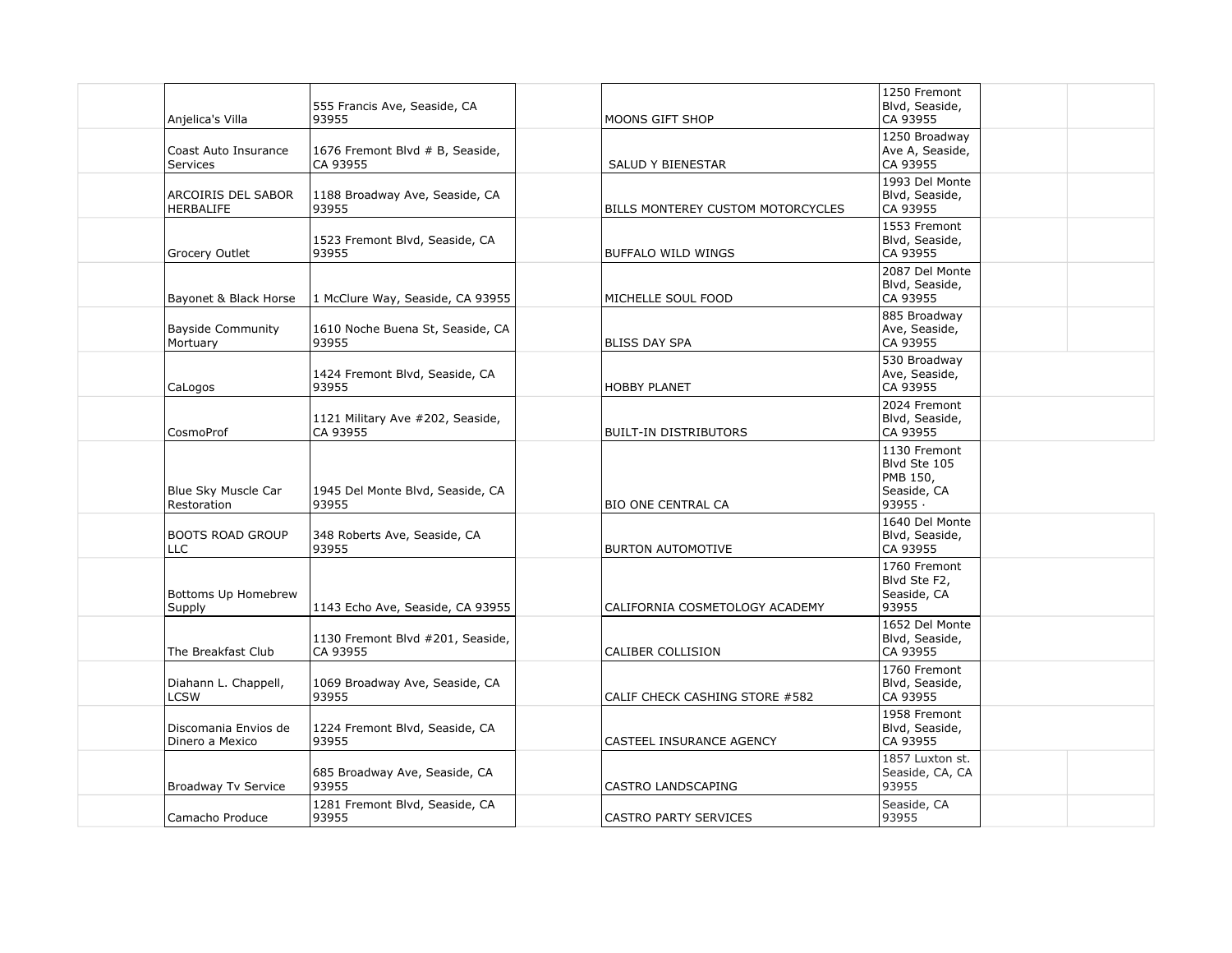| | | | | | | | |
|---|---|---|---|---|---|---|---|
| | Anjelica's Villa | 555 Francis Ave, Seaside, CA 93955 | | MOONS GIFT SHOP | 1250 Fremont Blvd, Seaside, CA 93955 | | |
| | Coast Auto Insurance Services | 1676 Fremont Blvd # B, Seaside, CA 93955 | | SALUD Y BIENESTAR | 1250 Broadway Ave A, Seaside, CA 93955 | | |
| | ARCOIRIS DEL SABOR HERBALIFE | 1188 Broadway Ave, Seaside, CA 93955 | | BILLS MONTEREY CUSTOM MOTORCYCLES | 1993 Del Monte Blvd, Seaside, CA 93955 | | |
| | Grocery Outlet | 1523 Fremont Blvd, Seaside, CA 93955 | | BUFFALO WILD WINGS | 1553 Fremont Blvd, Seaside, CA 93955 | | |
| | Bayonet & Black Horse | 1 McClure Way, Seaside, CA 93955 | | MICHELLE SOUL FOOD | 2087 Del Monte Blvd, Seaside, CA 93955 | | |
| | Bayside Community Mortuary | 1610 Noche Buena St, Seaside, CA 93955 | | BLISS DAY SPA | 885 Broadway Ave, Seaside, CA 93955 | | |
| | CaLogos | 1424 Fremont Blvd, Seaside, CA 93955 | | HOBBY PLANET | 530 Broadway Ave, Seaside, CA 93955 | | |
| | CosmoProf | 1121 Military Ave #202, Seaside, CA 93955 | | BUILT-IN DISTRIBUTORS | 2024 Fremont Blvd, Seaside, CA 93955 | | |
| | Blue Sky Muscle Car Restoration | 1945 Del Monte Blvd, Seaside, CA 93955 | | BIO ONE CENTRAL CA | 1130 Fremont Blvd Ste 105 PMB 150, Seaside, CA 93955 · | | |
| | BOOTS ROAD GROUP LLC | 348 Roberts Ave, Seaside, CA 93955 | | BURTON AUTOMOTIVE | 1640 Del Monte Blvd, Seaside, CA 93955 | | |
| | Bottoms Up Homebrew Supply | 1143 Echo Ave, Seaside, CA 93955 | | CALIFORNIA COSMETOLOGY ACADEMY | 1760 Fremont Blvd Ste F2, Seaside, CA 93955 | | |
| | The Breakfast Club | 1130 Fremont Blvd #201, Seaside, CA 93955 | | CALIBER COLLISION | 1652 Del Monte Blvd, Seaside, CA 93955 | | |
| | Diahann L. Chappell, LCSW | 1069 Broadway Ave, Seaside, CA 93955 | | CALIF CHECK CASHING STORE #582 | 1760 Fremont Blvd, Seaside, CA 93955 | | |
| | Discomania Envios de Dinero a Mexico | 1224 Fremont Blvd, Seaside, CA 93955 | | CASTEEL INSURANCE AGENCY | 1958 Fremont Blvd, Seaside, CA 93955 | | |
| | Broadway Tv Service | 685 Broadway Ave, Seaside, CA 93955 | | CASTRO LANDSCAPING | 1857 Luxton st. Seaside, CA, CA 93955 | | |
| | Camacho Produce | 1281 Fremont Blvd, Seaside, CA 93955 | | CASTRO PARTY SERVICES | Seaside, CA 93955 | | |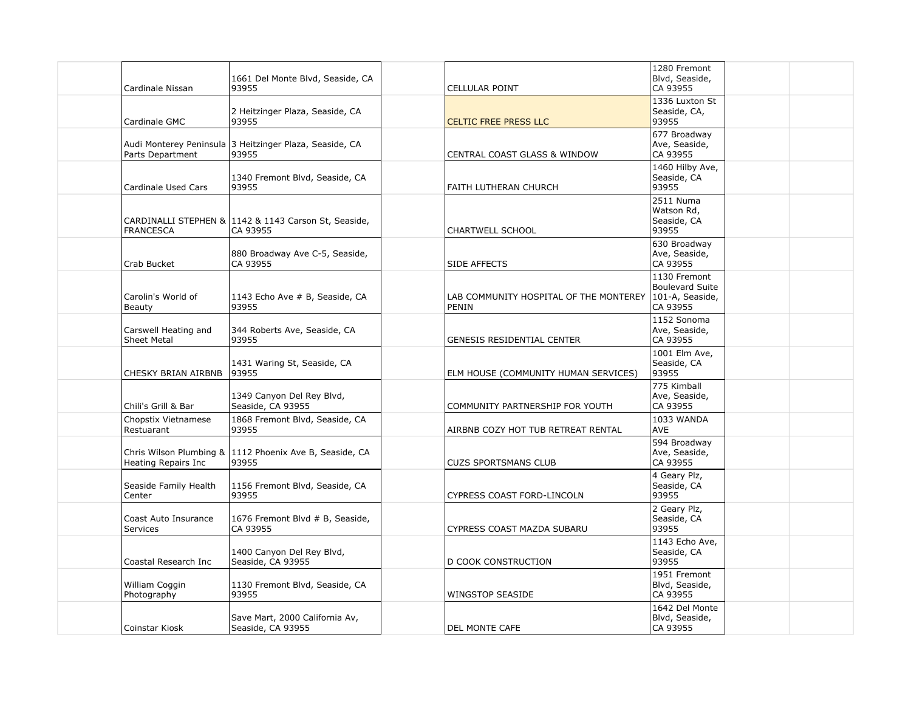| Name | Address | Name | Address |
|---|---|---|---|
| Cardinale Nissan | 1661 Del Monte Blvd, Seaside, CA 93955 | CELLULAR POINT | 1280 Fremont Blvd, Seaside, CA 93955 |
| Cardinale GMC | 2 Heitzinger Plaza, Seaside, CA 93955 | CELTIC FREE PRESS LLC | 1336 Luxton St Seaside, CA, 93955 |
| Audi Monterey Peninsula Parts Department | 3 Heitzinger Plaza, Seaside, CA 93955 | CENTRAL COAST GLASS & WINDOW | 677 Broadway Ave, Seaside, CA 93955 |
| Cardinale Used Cars | 1340 Fremont Blvd, Seaside, CA 93955 | FAITH LUTHERAN CHURCH | 1460 Hilby Ave, Seaside, CA 93955 |
| CARDINALLI STEPHEN & FRANCESCA | 1142 & 1143 Carson St, Seaside, CA 93955 | CHARTWELL SCHOOL | 2511 Numa Watson Rd, Seaside, CA 93955 |
| Crab Bucket | 880 Broadway Ave C-5, Seaside, CA 93955 | SIDE AFFECTS | 630 Broadway Ave, Seaside, CA 93955 |
| Carolin's World of Beauty | 1143 Echo Ave # B, Seaside, CA 93955 | LAB COMMUNITY HOSPITAL OF THE MONTEREY PENIN | 1130 Fremont Boulevard Suite 101-A, Seaside, CA 93955 |
| Carswell Heating and Sheet Metal | 344 Roberts Ave, Seaside, CA 93955 | GENESIS RESIDENTIAL CENTER | 1152 Sonoma Ave, Seaside, CA 93955 |
| CHESKY BRIAN AIRBNB | 1431 Waring St, Seaside, CA 93955 | ELM HOUSE (COMMUNITY HUMAN SERVICES) | 1001 Elm Ave, Seaside, CA 93955 |
| Chili's Grill & Bar | 1349 Canyon Del Rey Blvd, Seaside, CA 93955 | COMMUNITY PARTNERSHIP FOR YOUTH | 775 Kimball Ave, Seaside, CA 93955 |
| Chopstix Vietnamese Restuarant | 1868 Fremont Blvd, Seaside, CA 93955 | AIRBNB COZY HOT TUB RETREAT RENTAL | 1033 WANDA AVE |
| Chris Wilson Plumbing & Heating Repairs Inc | 1112 Phoenix Ave B, Seaside, CA 93955 | CUZS SPORTSMANS CLUB | 594 Broadway Ave, Seaside, CA 93955 |
| Seaside Family Health Center | 1156 Fremont Blvd, Seaside, CA 93955 | CYPRESS COAST FORD-LINCOLN | 4 Geary Plz, Seaside, CA 93955 |
| Coast Auto Insurance Services | 1676 Fremont Blvd # B, Seaside, CA 93955 | CYPRESS COAST MAZDA SUBARU | 2 Geary Plz, Seaside, CA 93955 |
| Coastal Research Inc | 1400 Canyon Del Rey Blvd, Seaside, CA 93955 | D COOK CONSTRUCTION | 1143 Echo Ave, Seaside, CA 93955 |
| William Coggin Photography | 1130 Fremont Blvd, Seaside, CA 93955 | WINGSTOP SEASIDE | 1951 Fremont Blvd, Seaside, CA 93955 |
| Coinstar Kiosk | Save Mart, 2000 California Av, Seaside, CA 93955 | DEL MONTE CAFE | 1642 Del Monte Blvd, Seaside, CA 93955 |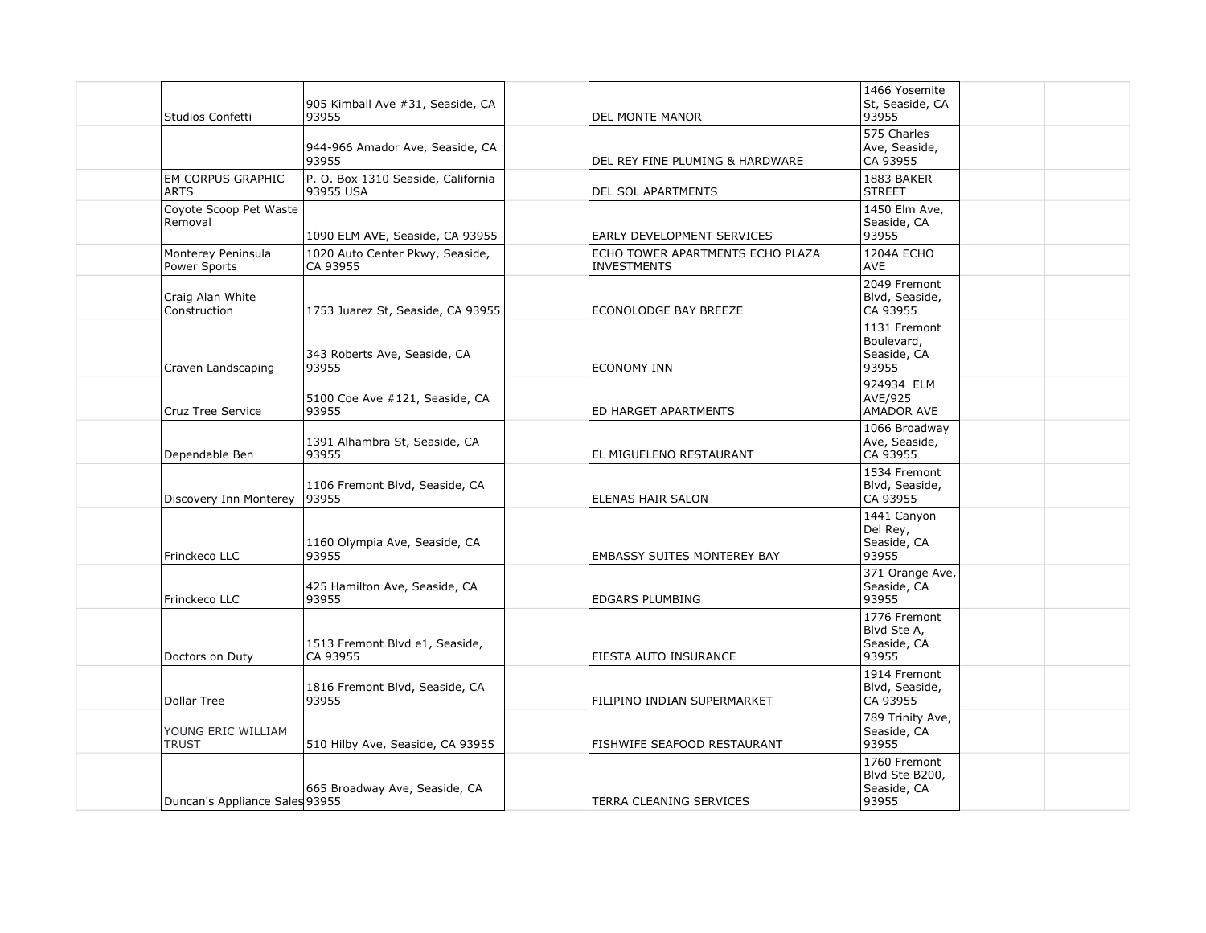| | | | | | | | |
|---|---|---|---|---|---|---|---|
| | Studios Confetti | 905 Kimball Ave #31, Seaside, CA 93955 | | DEL MONTE MANOR | 1466 Yosemite St, Seaside, CA 93955 | | |
| | | 944-966 Amador Ave, Seaside, CA 93955 | | DEL REY FINE PLUMING & HARDWARE | 575 Charles Ave, Seaside, CA 93955 | | |
| | EM CORPUS GRAPHIC ARTS | P. O. Box 1310 Seaside, California 93955 USA | | DEL SOL APARTMENTS | 1883 BAKER STREET | | |
| | Coyote Scoop Pet Waste Removal | 1090 ELM AVE, Seaside, CA 93955 | | EARLY DEVELOPMENT SERVICES | 1450 Elm Ave, Seaside, CA 93955 | | |
| | Monterey Peninsula Power Sports | 1020 Auto Center Pkwy, Seaside, CA 93955 | | ECHO TOWER APARTMENTS ECHO PLAZA INVESTMENTS | 1204A ECHO AVE | | |
| | Craig Alan White Construction | 1753 Juarez St, Seaside, CA 93955 | | ECONOLODGE BAY BREEZE | 2049 Fremont Blvd, Seaside, CA 93955 | | |
| | Craven Landscaping | 343 Roberts Ave, Seaside, CA 93955 | | ECONOMY INN | 1131 Fremont Boulevard, Seaside, CA 93955 | | |
| | Cruz Tree Service | 5100 Coe Ave #121, Seaside, CA 93955 | | ED HARGET APARTMENTS | 924934 ELM AVE/925 AMADOR AVE | | |
| | Dependable Ben | 1391 Alhambra St, Seaside, CA 93955 | | EL MIGUELENO RESTAURANT | 1066 Broadway Ave, Seaside, CA 93955 | | |
| | Discovery Inn Monterey | 1106 Fremont Blvd, Seaside, CA 93955 | | ELENAS HAIR SALON | 1534 Fremont Blvd, Seaside, CA 93955 | | |
| | Frinckeco LLC | 1160 Olympia Ave, Seaside, CA 93955 | | EMBASSY SUITES MONTEREY BAY | 1441 Canyon Del Rey, Seaside, CA 93955 | | |
| | Frinckeco LLC | 425 Hamilton Ave, Seaside, CA 93955 | | EDGARS PLUMBING | 371 Orange Ave, Seaside, CA 93955 | | |
| | Doctors on Duty | 1513 Fremont Blvd e1, Seaside, CA 93955 | | FIESTA AUTO INSURANCE | 1776 Fremont Blvd Ste A, Seaside, CA 93955 | | |
| | Dollar Tree | 1816 Fremont Blvd, Seaside, CA 93955 | | FILIPINO INDIAN SUPERMARKET | 1914 Fremont Blvd, Seaside, CA 93955 | | |
| | YOUNG ERIC WILLIAM TRUST | 510 Hilby Ave, Seaside, CA 93955 | | FISHWIFE SEAFOOD RESTAURANT | 789 Trinity Ave, Seaside, CA 93955 | | |
| | Duncan's Appliance Sales | 665 Broadway Ave, Seaside, CA 93955 | | TERRA CLEANING SERVICES | 1760 Fremont Blvd Ste B200, Seaside, CA 93955 | | |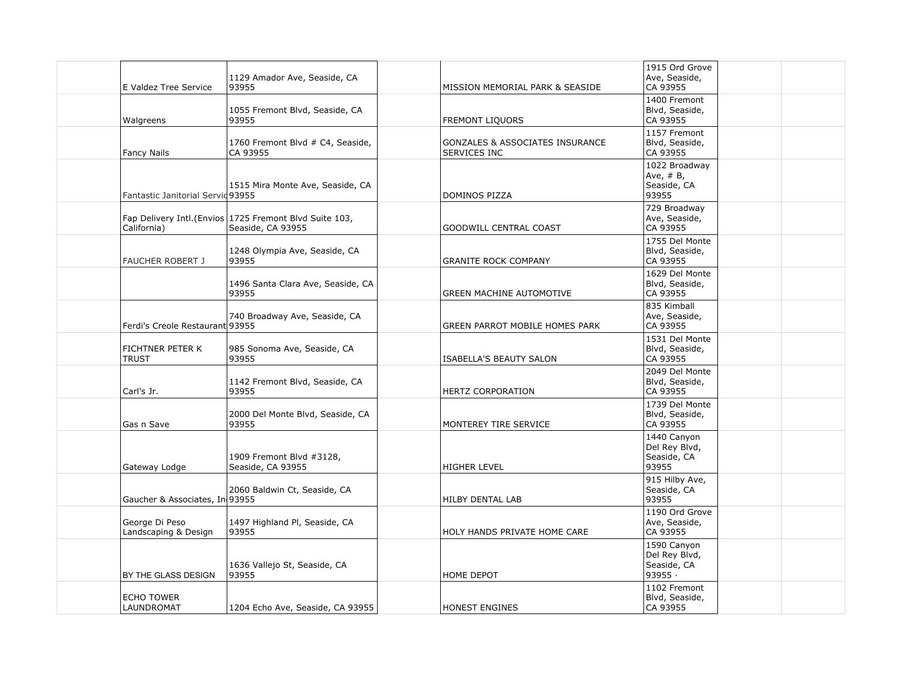| | | | | | | | |
|---|---|---|---|---|---|---|---|
| | E Valdez Tree Service | 1129 Amador Ave, Seaside, CA 93955 | | MISSION MEMORIAL PARK & SEASIDE | 1915 Ord Grove Ave, Seaside, CA 93955 | | |
| | Walgreens | 1055 Fremont Blvd, Seaside, CA 93955 | | FREMONT LIQUORS | 1400 Fremont Blvd, Seaside, CA 93955 | | |
| | Fancy Nails | 1760 Fremont Blvd # C4, Seaside, CA 93955 | | GONZALES & ASSOCIATES INSURANCE SERVICES INC | 1157 Fremont Blvd, Seaside, CA 93955 | | |
| | Fantastic Janitorial Servic | 1515 Mira Monte Ave, Seaside, CA 93955 | | DOMINOS PIZZA | 1022 Broadway Ave, # B, Seaside, CA 93955 | | |
| | Fap Delivery Intl.(Envios California) | 1725 Fremont Blvd Suite 103, Seaside, CA 93955 | | GOODWILL CENTRAL COAST | 729 Broadway Ave, Seaside, CA 93955 | | |
| | FAUCHER ROBERT J | 1248 Olympia Ave, Seaside, CA 93955 | | GRANITE ROCK COMPANY | 1755 Del Monte Blvd, Seaside, CA 93955 | | |
| | | 1496 Santa Clara Ave, Seaside, CA 93955 | | GREEN MACHINE AUTOMOTIVE | 1629 Del Monte Blvd, Seaside, CA 93955 | | |
| | Ferdi's Creole Restaurant | 740 Broadway Ave, Seaside, CA 93955 | | GREEN PARROT MOBILE HOMES PARK | 835 Kimball Ave, Seaside, CA 93955 | | |
| | FICHTNER PETER K TRUST | 985 Sonoma Ave, Seaside, CA 93955 | | ISABELLA'S BEAUTY SALON | 1531 Del Monte Blvd, Seaside, CA 93955 | | |
| | Carl's Jr. | 1142 Fremont Blvd, Seaside, CA 93955 | | HERTZ CORPORATION | 2049 Del Monte Blvd, Seaside, CA 93955 | | |
| | Gas n Save | 2000 Del Monte Blvd, Seaside, CA 93955 | | MONTEREY TIRE SERVICE | 1739 Del Monte Blvd, Seaside, CA 93955 | | |
| | Gateway Lodge | 1909 Fremont Blvd #3128, Seaside, CA 93955 | | HIGHER LEVEL | 1440 Canyon Del Rey Blvd, Seaside, CA 93955 | | |
| | Gaucher & Associates, In | 2060 Baldwin Ct, Seaside, CA 93955 | | HILBY DENTAL LAB | 915 Hilby Ave, Seaside, CA 93955 | | |
| | George Di Peso Landscaping & Design | 1497 Highland Pl, Seaside, CA 93955 | | HOLY HANDS PRIVATE HOME CARE | 1190 Ord Grove Ave, Seaside, CA 93955 | | |
| | BY THE GLASS DESIGN | 1636 Vallejo St, Seaside, CA 93955 | | HOME DEPOT | 1590 Canyon Del Rey Blvd, Seaside, CA 93955 · | | |
| | ECHO TOWER LAUNDROMAT | 1204 Echo Ave, Seaside, CA 93955 | | HONEST ENGINES | 1102 Fremont Blvd, Seaside, CA 93955 | | |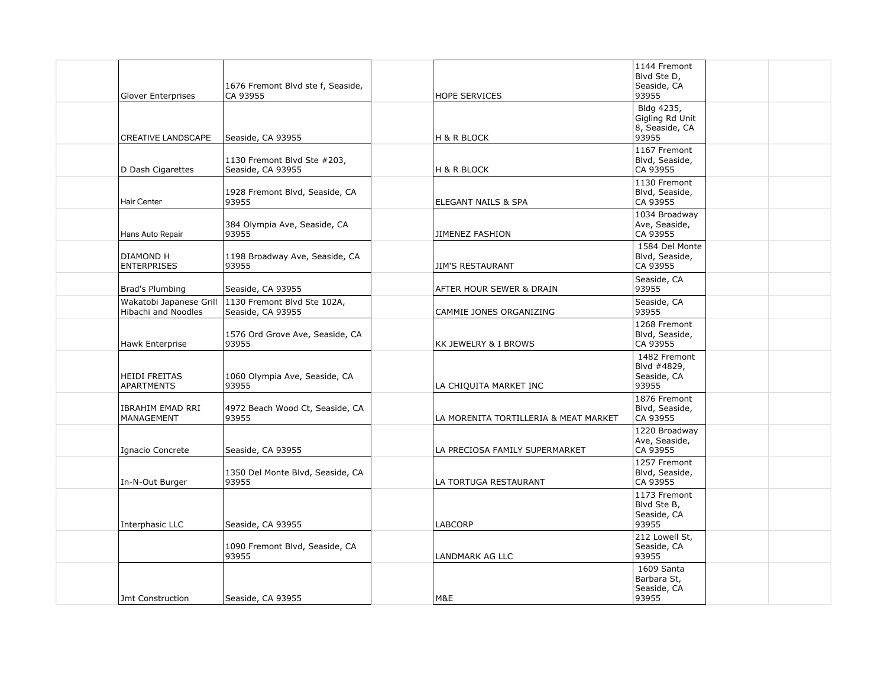| | | | | | | | |
|---|---|---|---|---|---|---|---|
| | Glover Enterprises | 1676 Fremont Blvd ste f, Seaside, CA 93955 | | HOPE SERVICES | 1144 Fremont Blvd Ste D, Seaside, CA 93955 | | |
| | CREATIVE LANDSCAPE | Seaside, CA 93955 | | H & R BLOCK | Bldg 4235, Gigling Rd Unit 8, Seaside, CA 93955 | | |
| | D Dash Cigarettes | 1130 Fremont Blvd Ste #203, Seaside, CA 93955 | | H & R BLOCK | 1167 Fremont Blvd, Seaside, CA 93955 | | |
| | Hair Center | 1928 Fremont Blvd, Seaside, CA 93955 | | ELEGANT NAILS & SPA | 1130 Fremont Blvd, Seaside, CA 93955 | | |
| | Hans Auto Repair | 384 Olympia Ave, Seaside, CA 93955 | | JIMENEZ FASHION | 1034 Broadway Ave, Seaside, CA 93955 | | |
| | DIAMOND H ENTERPRISES | 1198 Broadway Ave, Seaside, CA 93955 | | JIM'S RESTAURANT | 1584 Del Monte Blvd, Seaside, CA 93955 | | |
| | Brad's Plumbing | Seaside, CA 93955 | | AFTER HOUR SEWER & DRAIN | Seaside, CA 93955 | | |
| | Wakatobi Japanese Grill Hibachi and Noodles | 1130 Fremont Blvd Ste 102A, Seaside, CA 93955 | | CAMMIE JONES ORGANIZING | Seaside, CA 93955 | | |
| | Hawk Enterprise | 1576 Ord Grove Ave, Seaside, CA 93955 | | KK JEWELRY & I BROWS | 1268 Fremont Blvd, Seaside, CA 93955 | | |
| | HEIDI FREITAS APARTMENTS | 1060 Olympia Ave, Seaside, CA 93955 | | LA CHIQUITA MARKET INC | 1482 Fremont Blvd #4829, Seaside, CA 93955 | | |
| | IBRAHIM EMAD RRI MANAGEMENT | 4972 Beach Wood Ct, Seaside, CA 93955 | | LA MORENITA TORTILLERIA & MEAT MARKET | 1876 Fremont Blvd, Seaside, CA 93955 | | |
| | Ignacio Concrete | Seaside, CA 93955 | | LA PRECIOSA FAMILY SUPERMARKET | 1220 Broadway Ave, Seaside, CA 93955 | | |
| | In-N-Out Burger | 1350 Del Monte Blvd, Seaside, CA 93955 | | LA TORTUGA RESTAURANT | 1257 Fremont Blvd, Seaside, CA 93955 | | |
| | Interphasic LLC | Seaside, CA 93955 | | LABCORP | 1173 Fremont Blvd Ste B, Seaside, CA 93955 | | |
| | | 1090 Fremont Blvd, Seaside, CA 93955 | | LANDMARK AG LLC | 212 Lowell St, Seaside, CA 93955 | | |
| | Jmt Construction | Seaside, CA 93955 | | M&E | 1609 Santa Barbara St, Seaside, CA 93955 | | |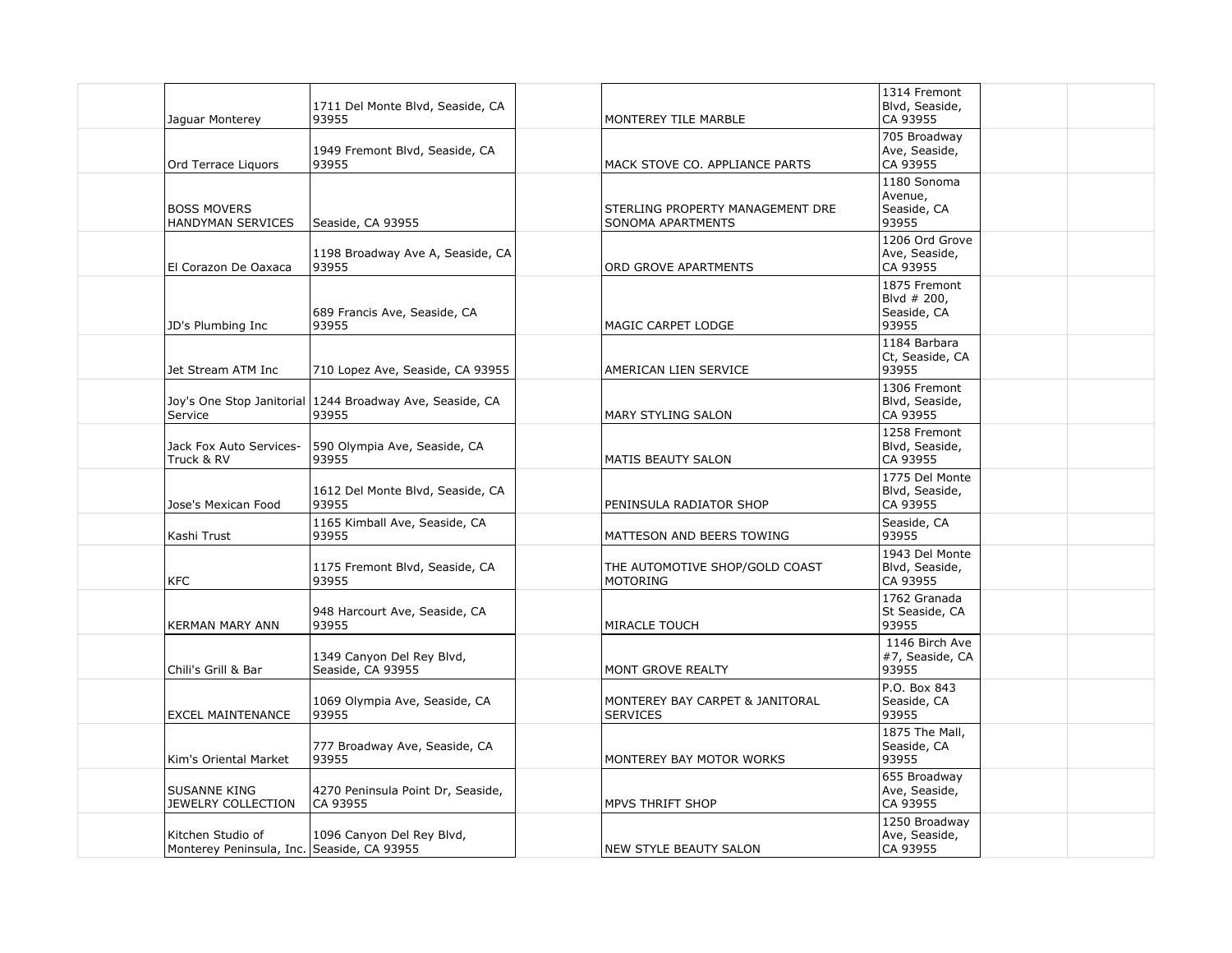| | | | | | | |
|---|---|---|---|---|---|---|
| | Jaguar Monterey | 1711 Del Monte Blvd, Seaside, CA 93955 | | MONTEREY TILE MARBLE | 1314 Fremont Blvd, Seaside, CA 93955 | | |
| | Ord Terrace Liquors | 1949 Fremont Blvd, Seaside, CA 93955 | | MACK STOVE CO. APPLIANCE PARTS | 705 Broadway Ave, Seaside, CA 93955 | | |
| | BOSS MOVERS HANDYMAN SERVICES | Seaside, CA 93955 | | STERLING PROPERTY MANAGEMENT DRE SONOMA APARTMENTS | 1180 Sonoma Avenue, Seaside, CA 93955 | | |
| | El Corazon De Oaxaca | 1198 Broadway Ave A, Seaside, CA 93955 | | ORD GROVE APARTMENTS | 1206 Ord Grove Ave, Seaside, CA 93955 | | |
| | JD's Plumbing Inc | 689 Francis Ave, Seaside, CA 93955 | | MAGIC CARPET LODGE | 1875 Fremont Blvd # 200, Seaside, CA 93955 | | |
| | Jet Stream ATM Inc | 710 Lopez Ave, Seaside, CA 93955 | | AMERICAN LIEN SERVICE | 1184 Barbara Ct, Seaside, CA 93955 | | |
| | Joy's One Stop Janitorial Service | 1244 Broadway Ave, Seaside, CA 93955 | | MARY STYLING SALON | 1306 Fremont Blvd, Seaside, CA 93955 | | |
| | Jack Fox Auto Services-Truck & RV | 590 Olympia Ave, Seaside, CA 93955 | | MATIS BEAUTY SALON | 1258 Fremont Blvd, Seaside, CA 93955 | | |
| | Jose's Mexican Food | 1612 Del Monte Blvd, Seaside, CA 93955 | | PENINSULA RADIATOR SHOP | 1775 Del Monte Blvd, Seaside, CA 93955 | | |
| | Kashi Trust | 1165 Kimball Ave, Seaside, CA 93955 | | MATTESON AND BEERS TOWING | Seaside, CA 93955 | | |
| | KFC | 1175 Fremont Blvd, Seaside, CA 93955 | | THE AUTOMOTIVE SHOP/GOLD COAST MOTORING | 1943 Del Monte Blvd, Seaside, CA 93955 | | |
| | KERMAN MARY ANN | 948 Harcourt Ave, Seaside, CA 93955 | | MIRACLE TOUCH | 1762 Granada St Seaside, CA 93955 | | |
| | Chili's Grill & Bar | 1349 Canyon Del Rey Blvd, Seaside, CA 93955 | | MONT GROVE REALTY | 1146 Birch Ave #7, Seaside, CA 93955 | | |
| | EXCEL MAINTENANCE | 1069 Olympia Ave, Seaside, CA 93955 | | MONTEREY BAY CARPET & JANITORAL SERVICES | P.O. Box 843 Seaside, CA 93955 | | |
| | Kim's Oriental Market | 777 Broadway Ave, Seaside, CA 93955 | | MONTEREY BAY MOTOR WORKS | 1875 The Mall, Seaside, CA 93955 | | |
| | SUSANNE KING JEWELRY COLLECTION | 4270 Peninsula Point Dr, Seaside, CA 93955 | | MPVS THRIFT SHOP | 655 Broadway Ave, Seaside, CA 93955 | | |
| | Kitchen Studio of Monterey Peninsula, Inc. | 1096 Canyon Del Rey Blvd, Seaside, CA 93955 | | NEW STYLE BEAUTY SALON | 1250 Broadway Ave, Seaside, CA 93955 | | |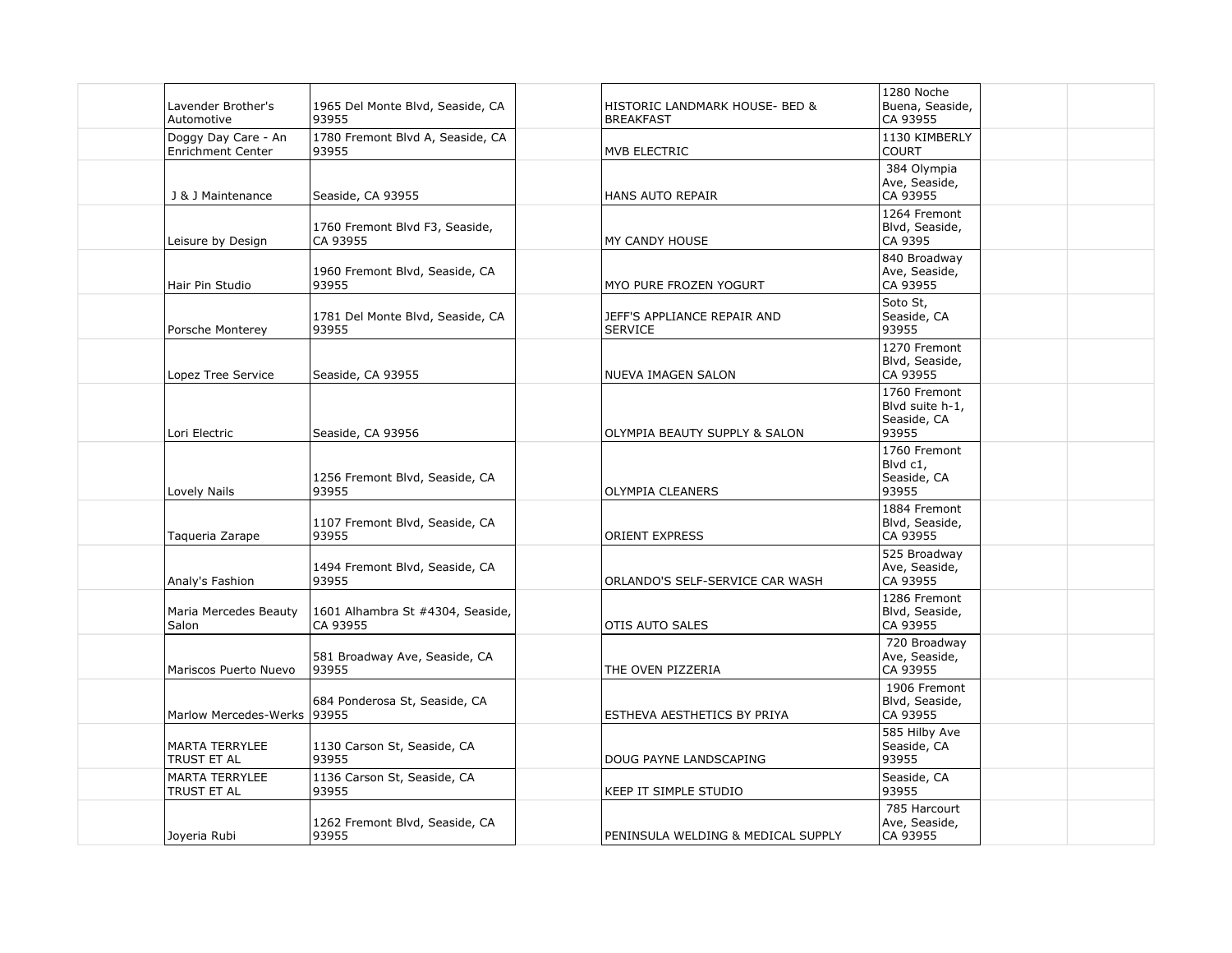| | | | | | | | |
|---|---|---|---|---|---|---|---|
| | Lavender Brother's Automotive | 1965 Del Monte Blvd, Seaside, CA 93955 | | HISTORIC LANDMARK HOUSE- BED & BREAKFAST | 1280 Noche Buena, Seaside, CA 93955 | | |
| | Doggy Day Care - An Enrichment Center | 1780 Fremont Blvd A, Seaside, CA 93955 | | MVB ELECTRIC | 1130 KIMBERLY COURT | | |
| | J & J Maintenance | Seaside, CA 93955 | | HANS AUTO REPAIR | 384 Olympia Ave, Seaside, CA 93955 | | |
| | Leisure by Design | 1760 Fremont Blvd F3, Seaside, CA 93955 | | MY CANDY HOUSE | 1264 Fremont Blvd, Seaside, CA 9395 | | |
| | Hair Pin Studio | 1960 Fremont Blvd, Seaside, CA 93955 | | MYO PURE FROZEN YOGURT | 840 Broadway Ave, Seaside, CA 93955 | | |
| | Porsche Monterey | 1781 Del Monte Blvd, Seaside, CA 93955 | | JEFF'S APPLIANCE REPAIR AND SERVICE | Soto St, Seaside, CA 93955 | | |
| | Lopez Tree Service | Seaside, CA 93955 | | NUEVA IMAGEN SALON | 1270 Fremont Blvd, Seaside, CA 93955 | | |
| | Lori Electric | Seaside, CA 93956 | | OLYMPIA BEAUTY SUPPLY & SALON | 1760 Fremont Blvd suite h-1, Seaside, CA 93955 | | |
| | Lovely Nails | 1256 Fremont Blvd, Seaside, CA 93955 | | OLYMPIA CLEANERS | 1760 Fremont Blvd c1, Seaside, CA 93955 | | |
| | Taqueria Zarape | 1107 Fremont Blvd, Seaside, CA 93955 | | ORIENT EXPRESS | 1884 Fremont Blvd, Seaside, CA 93955 | | |
| | Analy's Fashion | 1494 Fremont Blvd, Seaside, CA 93955 | | ORLANDO'S SELF-SERVICE CAR WASH | 525 Broadway Ave, Seaside, CA 93955 | | |
| | Maria Mercedes Beauty Salon | 1601 Alhambra St #4304, Seaside, CA 93955 | | OTIS AUTO SALES | 1286 Fremont Blvd, Seaside, CA 93955 | | |
| | Mariscos Puerto Nuevo | 581 Broadway Ave, Seaside, CA 93955 | | THE OVEN PIZZERIA | 720 Broadway Ave, Seaside, CA 93955 | | |
| | Marlow Mercedes-Werks | 684 Ponderosa St, Seaside, CA 93955 | | ESTHEVA AESTHETICS BY PRIYA | 1906 Fremont Blvd, Seaside, CA 93955 | | |
| | MARTA TERRYLEE TRUST ET AL | 1130 Carson St, Seaside, CA 93955 | | DOUG PAYNE LANDSCAPING | 585 Hilby Ave Seaside, CA 93955 | | |
| | MARTA TERRYLEE TRUST ET AL | 1136 Carson St, Seaside, CA 93955 | | KEEP IT SIMPLE STUDIO | Seaside, CA 93955 | | |
| | Joyeria Rubi | 1262 Fremont Blvd, Seaside, CA 93955 | | PENINSULA WELDING & MEDICAL SUPPLY | 785 Harcourt Ave, Seaside, CA 93955 | | |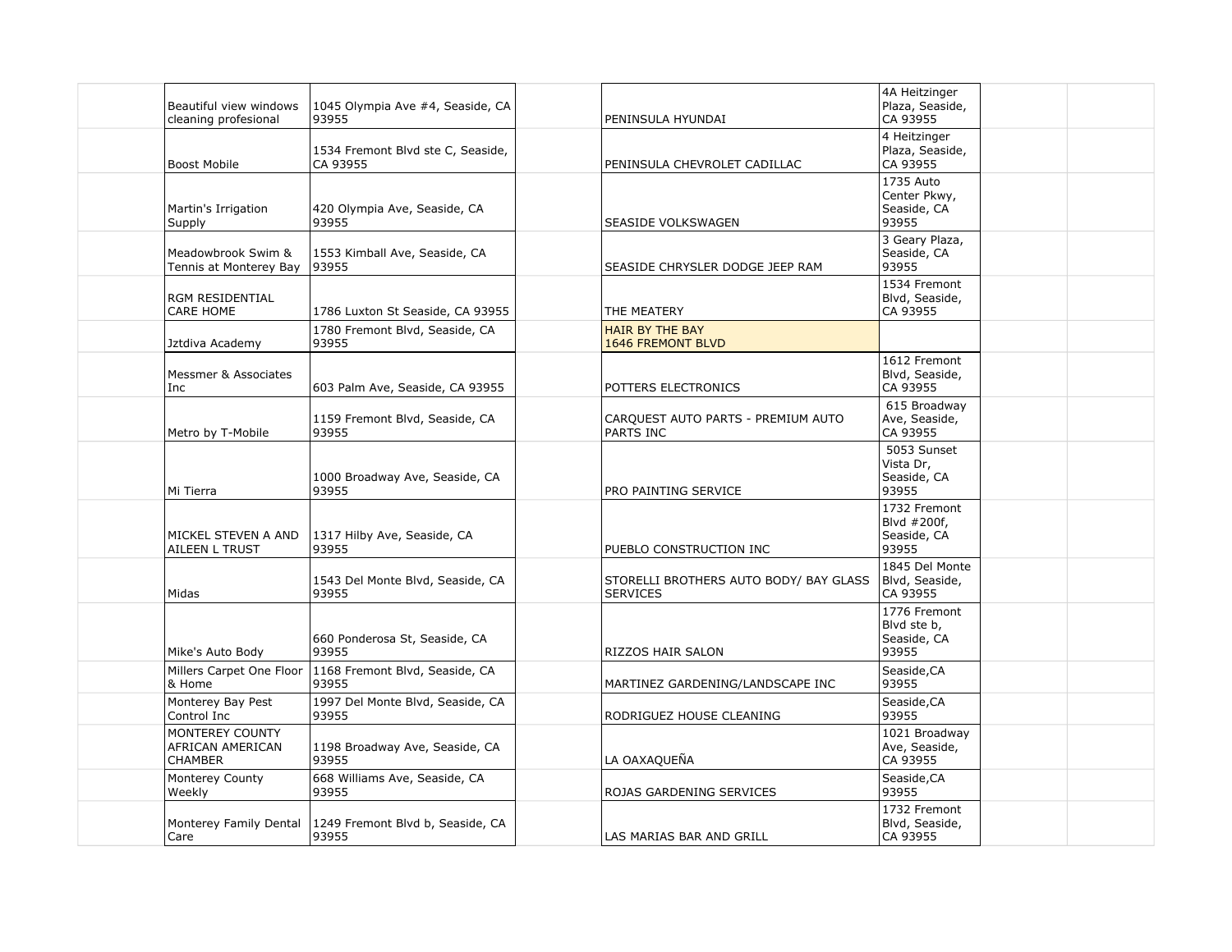| | | | | | | | |
|---|---|---|---|---|---|---|---|
| | Beautiful view windows cleaning profesional | 1045 Olympia Ave #4, Seaside, CA 93955 | | PENINSULA HYUNDAI | 4A Heitzinger Plaza, Seaside, CA 93955 | | |
| | Boost Mobile | 1534 Fremont Blvd ste C, Seaside, CA 93955 | | PENINSULA CHEVROLET CADILLAC | 4 Heitzinger Plaza, Seaside, CA 93955 | | |
| | Martin's Irrigation Supply | 420 Olympia Ave, Seaside, CA 93955 | | SEASIDE VOLKSWAGEN | 1735 Auto Center Pkwy, Seaside, CA 93955 | | |
| | Meadowbrook Swim & Tennis at Monterey Bay | 1553 Kimball Ave, Seaside, CA 93955 | | SEASIDE CHRYSLER DODGE JEEP RAM | 3 Geary Plaza, Seaside, CA 93955 | | |
| | RGM RESIDENTIAL CARE HOME | 1786 Luxton St Seaside, CA 93955 | | THE MEATERY | 1534 Fremont Blvd, Seaside, CA 93955 | | |
| | Jztdiva Academy | 1780 Fremont Blvd, Seaside, CA 93955 | | HAIR BY THE BAY 1646 FREMONT BLVD | | | |
| | Messmer & Associates Inc | 603 Palm Ave, Seaside, CA 93955 | | POTTERS ELECTRONICS | 1612 Fremont Blvd, Seaside, CA 93955 | | |
| | Metro by T-Mobile | 1159 Fremont Blvd, Seaside, CA 93955 | | CARQUEST AUTO PARTS - PREMIUM AUTO PARTS INC | 615 Broadway Ave, Seaside, CA 93955 | | |
| | Mi Tierra | 1000 Broadway Ave, Seaside, CA 93955 | | PRO PAINTING SERVICE | 5053 Sunset Vista Dr, Seaside, CA 93955 | | |
| | MICKEL STEVEN A AND AILEEN L TRUST | 1317 Hilby Ave, Seaside, CA 93955 | | PUEBLO CONSTRUCTION INC | 1732 Fremont Blvd #200f, Seaside, CA 93955 | | |
| | Midas | 1543 Del Monte Blvd, Seaside, CA 93955 | | STORELLI BROTHERS AUTO BODY/ BAY GLASS SERVICES | 1845 Del Monte Blvd, Seaside, CA 93955 | | |
| | Mike's Auto Body | 660 Ponderosa St, Seaside, CA 93955 | | RIZZOS HAIR SALON | 1776 Fremont Blvd ste b, Seaside, CA 93955 | | |
| | Millers Carpet One Floor & Home | 1168 Fremont Blvd, Seaside, CA 93955 | | MARTINEZ GARDENING/LANDSCAPE INC | Seaside,CA 93955 | | |
| | Monterey Bay Pest Control Inc | 1997 Del Monte Blvd, Seaside, CA 93955 | | RODRIGUEZ HOUSE CLEANING | Seaside,CA 93955 | | |
| | MONTEREY COUNTY AFRICAN AMERICAN CHAMBER | 1198 Broadway Ave, Seaside, CA 93955 | | LA OAXAQUEÑA | 1021 Broadway Ave, Seaside, CA 93955 | | |
| | Monterey County Weekly | 668 Williams Ave, Seaside, CA 93955 | | ROJAS GARDENING SERVICES | Seaside,CA 93955 | | |
| | Monterey Family Dental Care | 1249 Fremont Blvd b, Seaside, CA 93955 | | LAS MARIAS BAR AND GRILL | 1732 Fremont Blvd, Seaside, CA 93955 | | |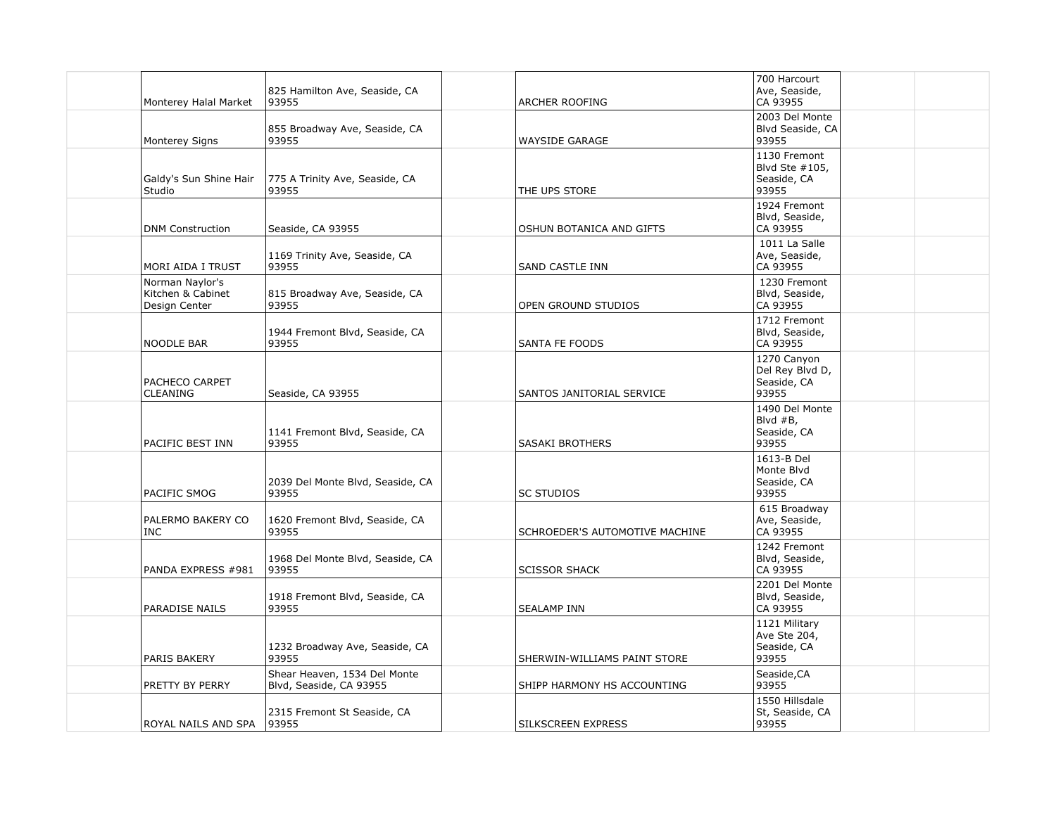| | | | | | | | |
|---|---|---|---|---|---|---|---|
| | Monterey Halal Market | 825 Hamilton Ave, Seaside, CA 93955 | | ARCHER ROOFING | 700 Harcourt Ave, Seaside, CA 93955 | | |
| | Monterey Signs | 855 Broadway Ave, Seaside, CA 93955 | | WAYSIDE GARAGE | 2003 Del Monte Blvd Seaside, CA 93955 | | |
| | Galdy's Sun Shine Hair Studio | 775 A Trinity Ave, Seaside, CA 93955 | | THE UPS STORE | 1130 Fremont Blvd Ste #105, Seaside, CA 93955 | | |
| | DNM Construction | Seaside, CA 93955 | | OSHUN BOTANICA AND GIFTS | 1924 Fremont Blvd, Seaside, CA 93955 | | |
| | MORI AIDA I TRUST | 1169 Trinity Ave, Seaside, CA 93955 | | SAND CASTLE INN | 1011 La Salle Ave, Seaside, CA 93955 | | |
| | Norman Naylor's Kitchen & Cabinet Design Center | 815 Broadway Ave, Seaside, CA 93955 | | OPEN GROUND STUDIOS | 1230 Fremont Blvd, Seaside, CA 93955 | | |
| | NOODLE BAR | 1944 Fremont Blvd, Seaside, CA 93955 | | SANTA FE FOODS | 1712 Fremont Blvd, Seaside, CA 93955 | | |
| | PACHECO CARPET CLEANING | Seaside, CA 93955 | | SANTOS JANITORIAL SERVICE | 1270 Canyon Del Rey Blvd D, Seaside, CA 93955 | | |
| | PACIFIC BEST INN | 1141 Fremont Blvd, Seaside, CA 93955 | | SASAKI BROTHERS | 1490 Del Monte Blvd #B, Seaside, CA 93955 | | |
| | PACIFIC SMOG | 2039 Del Monte Blvd, Seaside, CA 93955 | | SC STUDIOS | 1613-B Del Monte Blvd Seaside, CA 93955 | | |
| | PALERMO BAKERY CO INC | 1620 Fremont Blvd, Seaside, CA 93955 | | SCHROEDER'S AUTOMOTIVE MACHINE | 615 Broadway Ave, Seaside, CA 93955 | | |
| | PANDA EXPRESS #981 | 1968 Del Monte Blvd, Seaside, CA 93955 | | SCISSOR SHACK | 1242 Fremont Blvd, Seaside, CA 93955 | | |
| | PARADISE NAILS | 1918 Fremont Blvd, Seaside, CA 93955 | | SEALAMP INN | 2201 Del Monte Blvd, Seaside, CA 93955 | | |
| | PARIS BAKERY | 1232 Broadway Ave, Seaside, CA 93955 | | SHERWIN-WILLIAMS PAINT STORE | 1121 Military Ave Ste 204, Seaside, CA 93955 | | |
| | PRETTY BY PERRY | Shear Heaven, 1534 Del Monte Blvd, Seaside, CA 93955 | | SHIPP HARMONY HS ACCOUNTING | Seaside,CA 93955 | | |
| | ROYAL NAILS AND SPA | 2315 Fremont St Seaside, CA 93955 | | SILKSCREEN EXPRESS | 1550 Hillsdale St, Seaside, CA 93955 | | |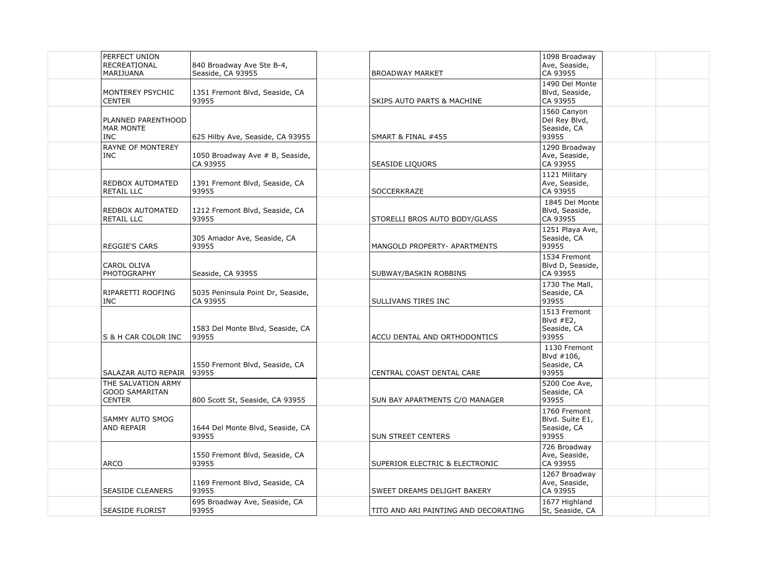| | | | | | | | |
|---|---|---|---|---|---|---|---|
| | PERFECT UNION RECREATIONAL MARIJUANA | 840 Broadway Ave Ste B-4, Seaside, CA 93955 | | BROADWAY MARKET | 1098 Broadway Ave, Seaside, CA 93955 | | |
| | MONTEREY PSYCHIC CENTER | 1351 Fremont Blvd, Seaside, CA 93955 | | SKIPS AUTO PARTS & MACHINE | 1490 Del Monte Blvd, Seaside, CA 93955 | | |
| | PLANNED PARENTHOOD MAR MONTE INC | 625 Hilby Ave, Seaside, CA 93955 | | SMART & FINAL #455 | 1560 Canyon Del Rey Blvd, Seaside, CA 93955 | | |
| | RAYNE OF MONTEREY INC | 1050 Broadway Ave # B, Seaside, CA 93955 | | SEASIDE LIQUORS | 1290 Broadway Ave, Seaside, CA 93955 | | |
| | REDBOX AUTOMATED RETAIL LLC | 1391 Fremont Blvd, Seaside, CA 93955 | | SOCCERKRAZE | 1121 Military Ave, Seaside, CA 93955 | | |
| | REDBOX AUTOMATED RETAIL LLC | 1212 Fremont Blvd, Seaside, CA 93955 | | STORELLI BROS AUTO BODY/GLASS | 1845 Del Monte Blvd, Seaside, CA 93955 | | |
| | REGGIE'S CARS | 305 Amador Ave, Seaside, CA 93955 | | MANGOLD PROPERTY- APARTMENTS | 1251 Playa Ave, Seaside, CA 93955 | | |
| | CAROL OLIVA PHOTOGRAPHY | Seaside, CA 93955 | | SUBWAY/BASKIN ROBBINS | 1534 Fremont Blvd D, Seaside, CA 93955 | | |
| | RIPARETTI ROOFING INC | 5035 Peninsula Point Dr, Seaside, CA 93955 | | SULLIVANS TIRES INC | 1730 The Mall, Seaside, CA 93955 | | |
| | S & H CAR COLOR INC | 1583 Del Monte Blvd, Seaside, CA 93955 | | ACCU DENTAL AND ORTHODONTICS | 1513 Fremont Blvd #E2, Seaside, CA 93955 | | |
| | SALAZAR AUTO REPAIR | 1550 Fremont Blvd, Seaside, CA 93955 | | CENTRAL COAST DENTAL CARE | 1130 Fremont Blvd #106, Seaside, CA 93955 | | |
| | THE SALVATION ARMY GOOD SAMARITAN CENTER | 800 Scott St, Seaside, CA 93955 | | SUN BAY APARTMENTS C/O MANAGER | 5200 Coe Ave, Seaside, CA 93955 | | |
| | SAMMY AUTO SMOG AND REPAIR | 1644 Del Monte Blvd, Seaside, CA 93955 | | SUN STREET CENTERS | 1760 Fremont Blvd. Suite E1, Seaside, CA 93955 | | |
| | ARCO | 1550 Fremont Blvd, Seaside, CA 93955 | | SUPERIOR ELECTRIC & ELECTRONIC | 726 Broadway Ave, Seaside, CA 93955 | | |
| | SEASIDE CLEANERS | 1169 Fremont Blvd, Seaside, CA 93955 | | SWEET DREAMS DELIGHT BAKERY | 1267 Broadway Ave, Seaside, CA 93955 | | |
| | SEASIDE FLORIST | 695 Broadway Ave, Seaside, CA 93955 | | TITO AND ARI PAINTING AND DECORATING | 1677 Highland St, Seaside, CA | | |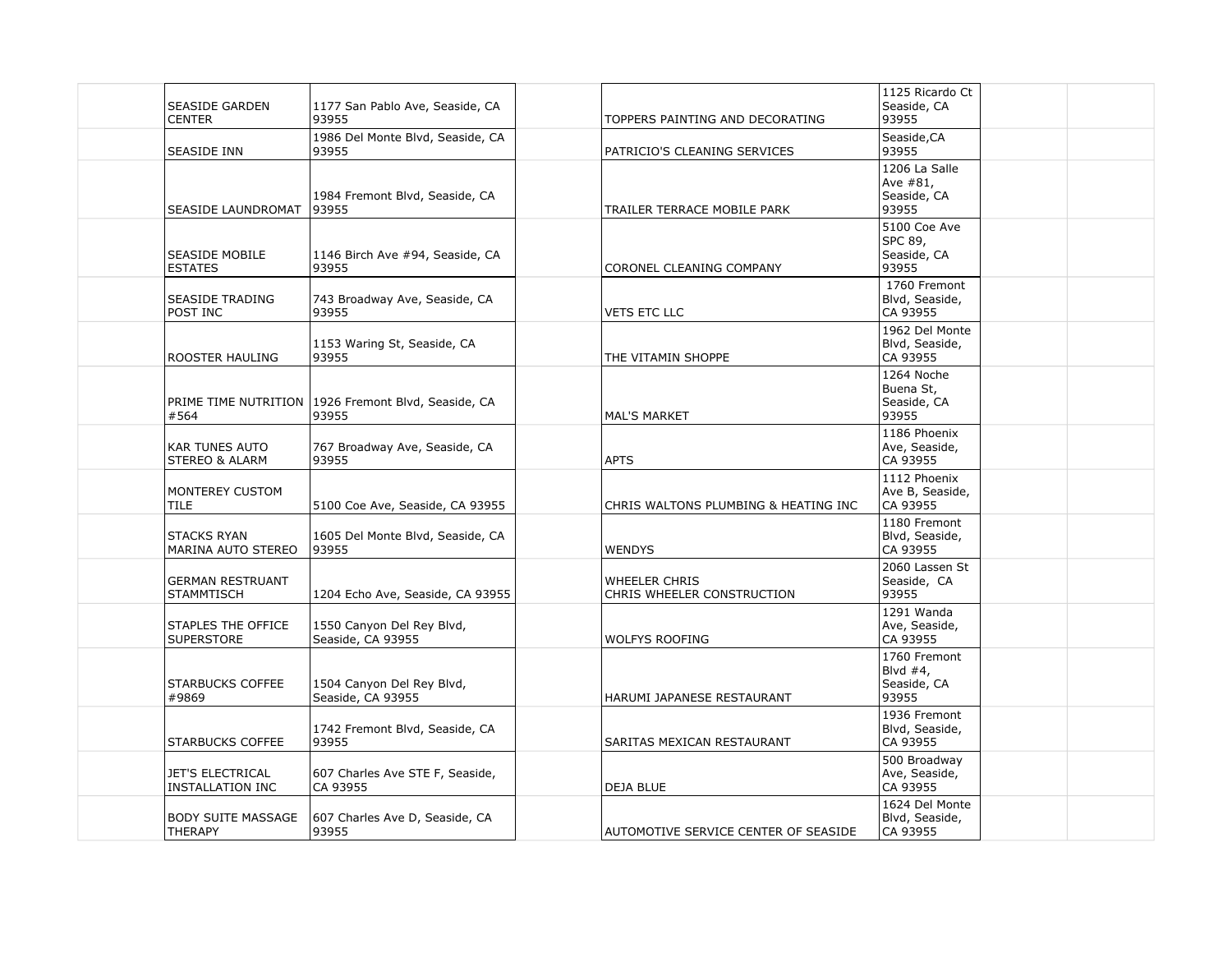| | | | | | | | |
|---|---|---|---|---|---|---|---|
| | SEASIDE GARDEN CENTER | 1177 San Pablo Ave, Seaside, CA 93955 | | TOPPERS PAINTING AND DECORATING | 1125 Ricardo Ct Seaside, CA 93955 | | |
| | SEASIDE INN | 1986 Del Monte Blvd, Seaside, CA 93955 | | PATRICIO'S CLEANING SERVICES | Seaside,CA 93955 | | |
| | SEASIDE LAUNDROMAT | 1984 Fremont Blvd, Seaside, CA 93955 | | TRAILER TERRACE MOBILE PARK | 1206 La Salle Ave #81, Seaside, CA 93955 | | |
| | SEASIDE MOBILE ESTATES | 1146 Birch Ave #94, Seaside, CA 93955 | | CORONEL CLEANING COMPANY | 5100 Coe Ave SPC 89, Seaside, CA 93955 | | |
| | SEASIDE TRADING POST INC | 743 Broadway Ave, Seaside, CA 93955 | | VETS ETC LLC | 1760 Fremont Blvd, Seaside, CA 93955 | | |
| | ROOSTER HAULING | 1153 Waring St, Seaside, CA 93955 | | THE VITAMIN SHOPPE | 1962 Del Monte Blvd, Seaside, CA 93955 | | |
| | PRIME TIME NUTRITION #564 | 1926 Fremont Blvd, Seaside, CA 93955 | | MAL'S MARKET | 1264 Noche Buena St, Seaside, CA 93955 | | |
| | KAR TUNES AUTO STEREO & ALARM | 767 Broadway Ave, Seaside, CA 93955 | | APTS | 1186 Phoenix Ave, Seaside, CA 93955 | | |
| | MONTEREY CUSTOM TILE | 5100 Coe Ave, Seaside, CA 93955 | | CHRIS WALTONS PLUMBING & HEATING INC | 1112 Phoenix Ave B, Seaside, CA 93955 | | |
| | STACKS RYAN MARINA AUTO STEREO | 1605 Del Monte Blvd, Seaside, CA 93955 | | WENDYS | 1180 Fremont Blvd, Seaside, CA 93955 | | |
| | GERMAN RESTRUANT STAMMTISCH | 1204 Echo Ave, Seaside, CA 93955 | | WHEELER CHRIS CHRIS WHEELER CONSTRUCTION | 2060 Lassen St Seaside, CA 93955 | | |
| | STAPLES THE OFFICE SUPERSTORE | 1550 Canyon Del Rey Blvd, Seaside, CA 93955 | | WOLFYS ROOFING | 1291 Wanda Ave, Seaside, CA 93955 | | |
| | STARBUCKS COFFEE #9869 | 1504 Canyon Del Rey Blvd, Seaside, CA 93955 | | HARUMI JAPANESE RESTAURANT | 1760 Fremont Blvd #4, Seaside, CA 93955 | | |
| | STARBUCKS COFFEE | 1742 Fremont Blvd, Seaside, CA 93955 | | SARITAS MEXICAN RESTAURANT | 1936 Fremont Blvd, Seaside, CA 93955 | | |
| | JET'S ELECTRICAL INSTALLATION INC | 607 Charles Ave STE F, Seaside, CA 93955 | | DEJA BLUE | 500 Broadway Ave, Seaside, CA 93955 | | |
| | BODY SUITE MASSAGE THERAPY | 607 Charles Ave D, Seaside, CA 93955 | | AUTOMOTIVE SERVICE CENTER OF SEASIDE | 1624 Del Monte Blvd, Seaside, CA 93955 | | |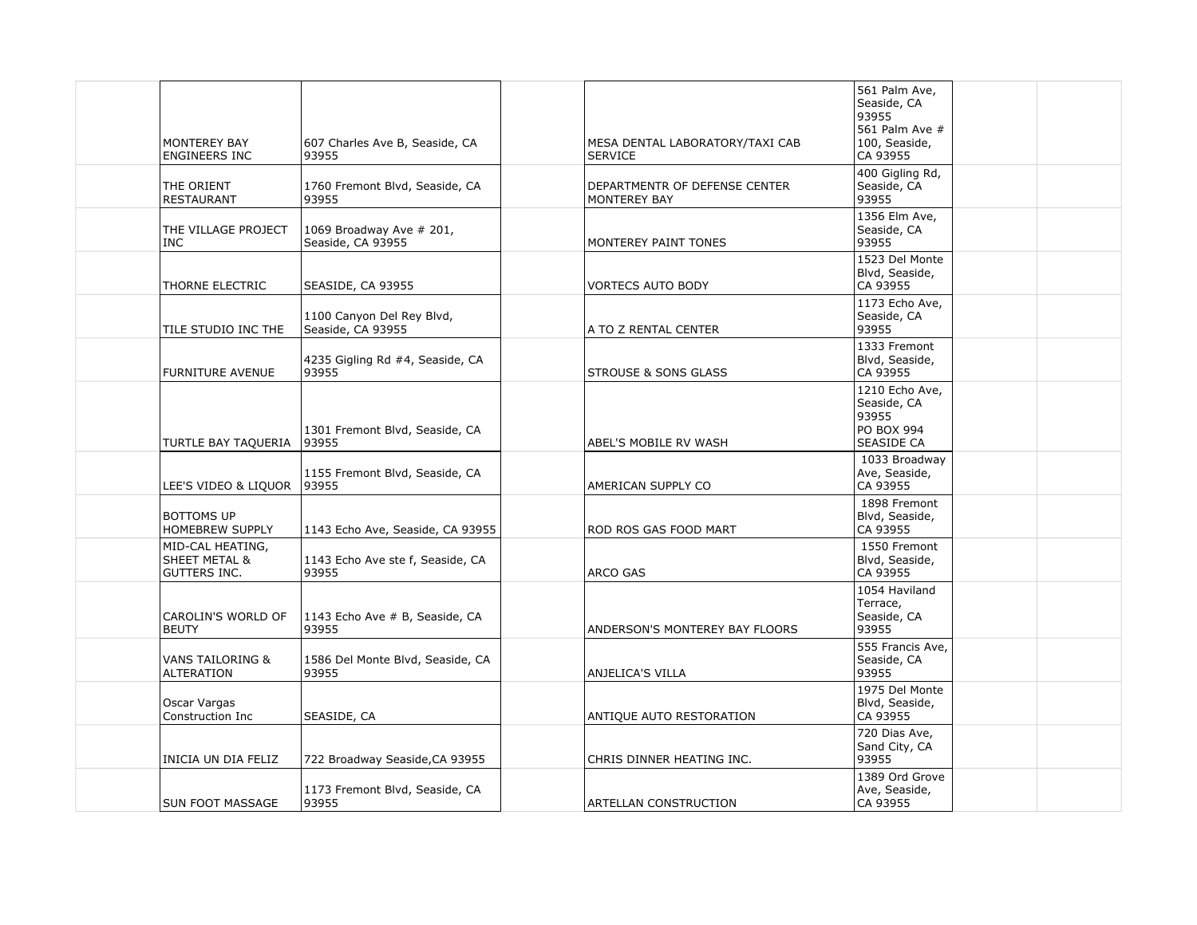| | | | | | | | |
|---|---|---|---|---|---|---|---|
| | MONTEREY BAY ENGINEERS INC | 607 Charles Ave B, Seaside, CA 93955 | | MESA DENTAL LABORATORY/TAXI CAB SERVICE | 561 Palm Ave, Seaside, CA 93955<br>561 Palm Ave # 100, Seaside, CA 93955 | | |
| | THE ORIENT RESTAURANT | 1760 Fremont Blvd, Seaside, CA 93955 | | DEPARTMENTR OF DEFENSE CENTER MONTEREY BAY | 400 Gigling Rd, Seaside, CA 93955 | | |
| | THE VILLAGE PROJECT INC | 1069 Broadway Ave # 201, Seaside, CA 93955 | | MONTEREY PAINT TONES | 1356 Elm Ave, Seaside, CA 93955 | | |
| | THORNE ELECTRIC | SEASIDE, CA 93955 | | VORTECS AUTO BODY | 1523 Del Monte Blvd, Seaside, CA 93955 | | |
| | TILE STUDIO INC THE | 1100 Canyon Del Rey Blvd, Seaside, CA 93955 | | A TO Z RENTAL CENTER | 1173 Echo Ave, Seaside, CA 93955 | | |
| | FURNITURE AVENUE | 4235 Gigling Rd #4, Seaside, CA 93955 | | STROUSE & SONS GLASS | 1333 Fremont Blvd, Seaside, CA 93955 | | |
| | TURTLE BAY TAQUERIA | 1301 Fremont Blvd, Seaside, CA 93955 | | ABEL'S MOBILE RV WASH | 1210 Echo Ave, Seaside, CA 93955<br>PO BOX 994 SEASIDE CA | | |
| | LEE'S VIDEO & LIQUOR | 1155 Fremont Blvd, Seaside, CA 93955 | | AMERICAN SUPPLY CO | 1033 Broadway Ave, Seaside, CA 93955 | | |
| | BOTTOMS UP HOMEBREW SUPPLY | 1143 Echo Ave, Seaside, CA 93955 | | ROD ROS GAS FOOD MART | 1898 Fremont Blvd, Seaside, CA 93955 | | |
| | MID-CAL HEATING, SHEET METAL & GUTTERS INC. | 1143 Echo Ave ste f, Seaside, CA 93955 | | ARCO GAS | 1550 Fremont Blvd, Seaside, CA 93955 | | |
| | CAROLIN'S WORLD OF BEUTY | 1143 Echo Ave # B, Seaside, CA 93955 | | ANDERSON'S MONTEREY BAY FLOORS | 1054 Haviland Terrace, Seaside, CA 93955 | | |
| | VANS TAILORING & ALTERATION | 1586 Del Monte Blvd, Seaside, CA 93955 | | ANJELICA'S VILLA | 555 Francis Ave, Seaside, CA 93955 | | |
| | Oscar Vargas Construction Inc | SEASIDE, CA | | ANTIQUE AUTO RESTORATION | 1975 Del Monte Blvd, Seaside, CA 93955 | | |
| | INICIA UN DIA FELIZ | 722 Broadway Seaside,CA 93955 | | CHRIS DINNER HEATING INC. | 720 Dias Ave, Sand City, CA 93955 | | |
| | SUN FOOT MASSAGE | 1173 Fremont Blvd, Seaside, CA 93955 | | ARTELLAN CONSTRUCTION | 1389 Ord Grove Ave, Seaside, CA 93955 | | |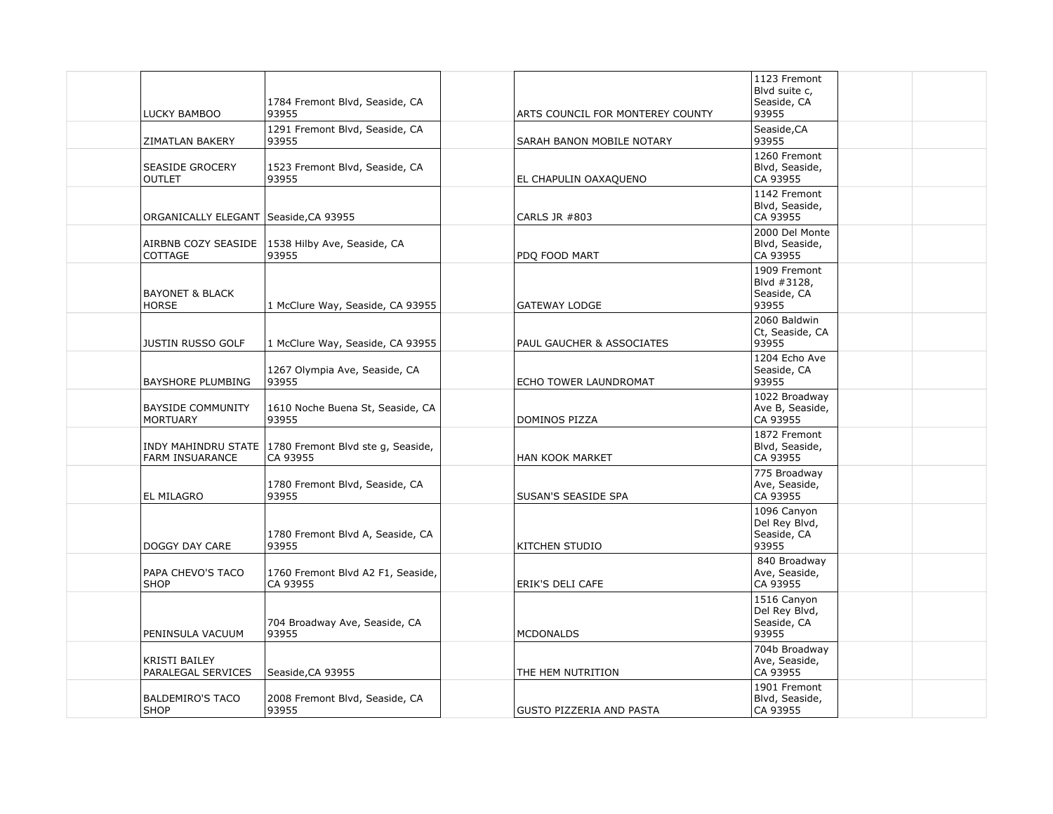| | | | | | | | |
|---|---|---|---|---|---|---|---|
| | LUCKY BAMBOO | 1784 Fremont Blvd, Seaside, CA 93955 | | ARTS COUNCIL FOR MONTEREY COUNTY | 1123 Fremont Blvd suite c, Seaside, CA 93955 | | |
| | ZIMATLAN BAKERY | 1291 Fremont Blvd, Seaside, CA 93955 | | SARAH BANON MOBILE NOTARY | Seaside,CA 93955 | | |
| | SEASIDE GROCERY OUTLET | 1523 Fremont Blvd, Seaside, CA 93955 | | EL CHAPULIN OAXAQUENO | 1260 Fremont Blvd, Seaside, CA 93955 | | |
| | ORGANICALLY ELEGANT | Seaside,CA 93955 | | CARLS JR #803 | 1142 Fremont Blvd, Seaside, CA 93955 | | |
| | AIRBNB COZY SEASIDE COTTAGE | 1538 Hilby Ave, Seaside, CA 93955 | | PDQ FOOD MART | 2000 Del Monte Blvd, Seaside, CA 93955 | | |
| | BAYONET & BLACK HORSE | 1 McClure Way, Seaside, CA 93955 | | GATEWAY LODGE | 1909 Fremont Blvd #3128, Seaside, CA 93955 | | |
| | JUSTIN RUSSO GOLF | 1 McClure Way, Seaside, CA 93955 | | PAUL GAUCHER & ASSOCIATES | 2060 Baldwin Ct, Seaside, CA 93955 | | |
| | BAYSHORE PLUMBING | 1267 Olympia Ave, Seaside, CA 93955 | | ECHO TOWER LAUNDROMAT | 1204 Echo Ave Seaside, CA 93955 | | |
| | BAYSIDE COMMUNITY MORTUARY | 1610 Noche Buena St, Seaside, CA 93955 | | DOMINOS PIZZA | 1022 Broadway Ave B, Seaside, CA 93955 | | |
| | INDY MAHINDRU STATE FARM INSUARANCE | 1780 Fremont Blvd ste g, Seaside, CA 93955 | | HAN KOOK MARKET | 1872 Fremont Blvd, Seaside, CA 93955 | | |
| | EL MILAGRO | 1780 Fremont Blvd, Seaside, CA 93955 | | SUSAN'S SEASIDE SPA | 775 Broadway Ave, Seaside, CA 93955 | | |
| | DOGGY DAY CARE | 1780 Fremont Blvd A, Seaside, CA 93955 | | KITCHEN STUDIO | 1096 Canyon Del Rey Blvd, Seaside, CA 93955 | | |
| | PAPA CHEVO'S TACO SHOP | 1760 Fremont Blvd A2 F1, Seaside, CA 93955 | | ERIK'S DELI CAFE | 840 Broadway Ave, Seaside, CA 93955 | | |
| | PENINSULA VACUUM | 704 Broadway Ave, Seaside, CA 93955 | | MCDONALDS | 1516 Canyon Del Rey Blvd, Seaside, CA 93955 | | |
| | KRISTI BAILEY PARALEGAL SERVICES | Seaside,CA 93955 | | THE HEM NUTRITION | 704b Broadway Ave, Seaside, CA 93955 | | |
| | BALDEMIRO'S TACO SHOP | 2008 Fremont Blvd, Seaside, CA 93955 | | GUSTO PIZZERIA AND PASTA | 1901 Fremont Blvd, Seaside, CA 93955 | | |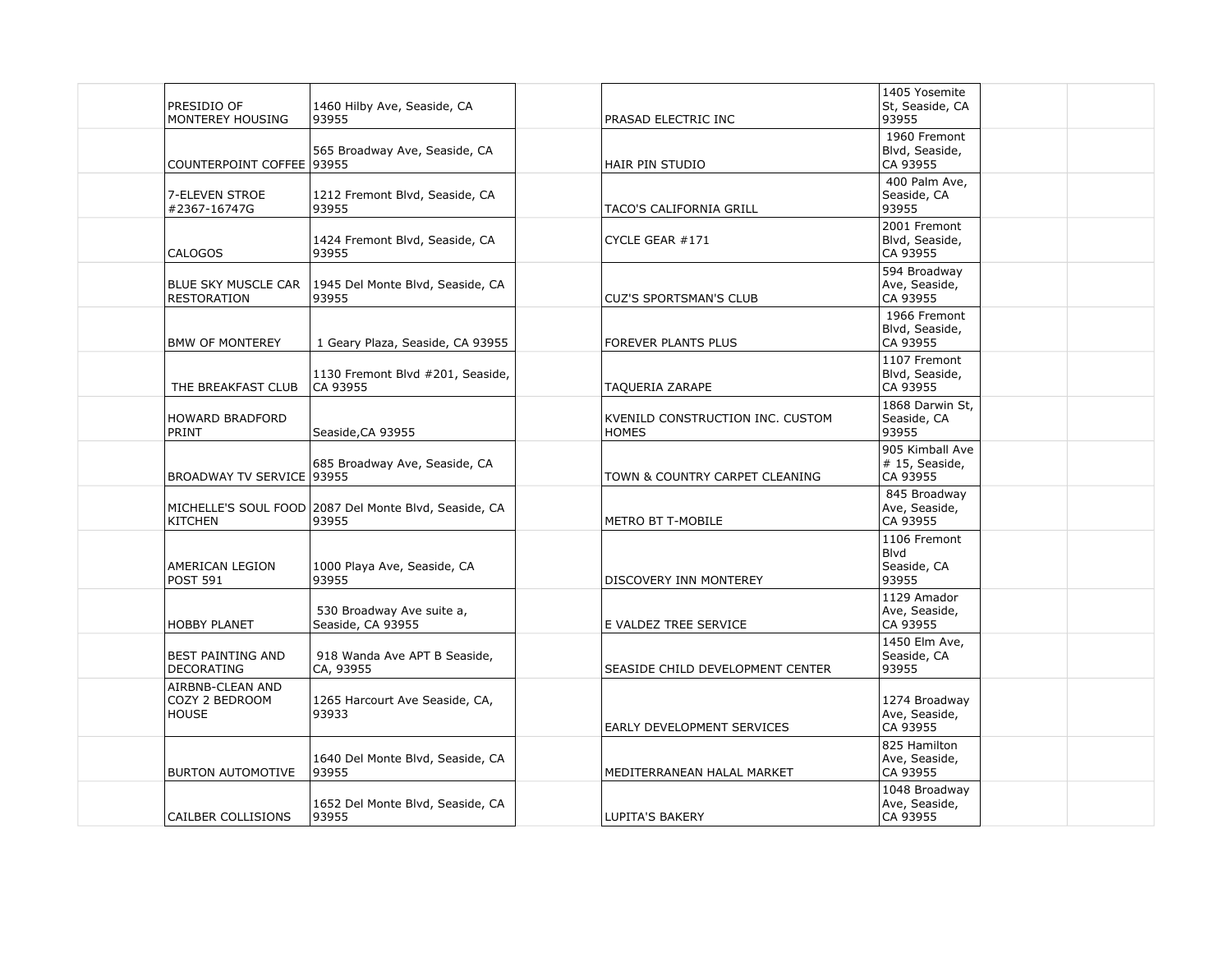| | | | | | | | |
|---|---|---|---|---|---|---|---|
| | PRESIDIO OF MONTEREY HOUSING | 1460 Hilby Ave, Seaside, CA 93955 | | PRASAD ELECTRIC INC | 1405 Yosemite St, Seaside, CA 93955 | | |
| | COUNTERPOINT COFFEE | 565 Broadway Ave, Seaside, CA 93955 | | HAIR PIN STUDIO | 1960 Fremont Blvd, Seaside, CA 93955 | | |
| | 7-ELEVEN STROE #2367-16747G | 1212 Fremont Blvd, Seaside, CA 93955 | | TACO'S CALIFORNIA GRILL | 400 Palm Ave, Seaside, CA 93955 | | |
| | CALOGOS | 1424 Fremont Blvd, Seaside, CA 93955 | | CYCLE GEAR #171 | 2001 Fremont Blvd, Seaside, CA 93955 | | |
| | BLUE SKY MUSCLE CAR RESTORATION | 1945 Del Monte Blvd, Seaside, CA 93955 | | CUZ'S SPORTSMAN'S CLUB | 594 Broadway Ave, Seaside, CA 93955 | | |
| | BMW OF MONTEREY | 1 Geary Plaza, Seaside, CA 93955 | | FOREVER PLANTS PLUS | 1966 Fremont Blvd, Seaside, CA 93955 | | |
| | THE BREAKFAST CLUB | 1130 Fremont Blvd #201, Seaside, CA 93955 | | TAQUERIA ZARAPE | 1107 Fremont Blvd, Seaside, CA 93955 | | |
| | HOWARD BRADFORD PRINT | Seaside,CA 93955 | | KVENILD CONSTRUCTION INC. CUSTOM HOMES | 1868 Darwin St, Seaside, CA 93955 | | |
| | BROADWAY TV SERVICE | 685 Broadway Ave, Seaside, CA 93955 | | TOWN & COUNTRY CARPET CLEANING | 905 Kimball Ave # 15, Seaside, CA 93955 | | |
| | MICHELLE'S SOUL FOOD KITCHEN | 2087 Del Monte Blvd, Seaside, CA 93955 | | METRO BT T-MOBILE | 845 Broadway Ave, Seaside, CA 93955 | | |
| | AMERICAN LEGION POST 591 | 1000 Playa Ave, Seaside, CA 93955 | | DISCOVERY INN MONTEREY | 1106 Fremont Blvd Seaside, CA 93955 | | |
| | HOBBY PLANET | 530 Broadway Ave suite a, Seaside, CA 93955 | | E VALDEZ TREE SERVICE | 1129 Amador Ave, Seaside, CA 93955 | | |
| | BEST PAINTING AND DECORATING | 918 Wanda Ave APT B Seaside, CA, 93955 | | SEASIDE CHILD DEVELOPMENT CENTER | 1450 Elm Ave, Seaside, CA 93955 | | |
| | AIRBNB-CLEAN AND COZY 2 BEDROOM HOUSE | 1265 Harcourt Ave Seaside, CA, 93933 | | EARLY DEVELOPMENT SERVICES | 1274 Broadway Ave, Seaside, CA 93955 | | |
| | BURTON AUTOMOTIVE | 1640 Del Monte Blvd, Seaside, CA 93955 | | MEDITERRANEAN HALAL MARKET | 825 Hamilton Ave, Seaside, CA 93955 | | |
| | CAILBER COLLISIONS | 1652 Del Monte Blvd, Seaside, CA 93955 | | LUPITA'S BAKERY | 1048 Broadway Ave, Seaside, CA 93955 | | |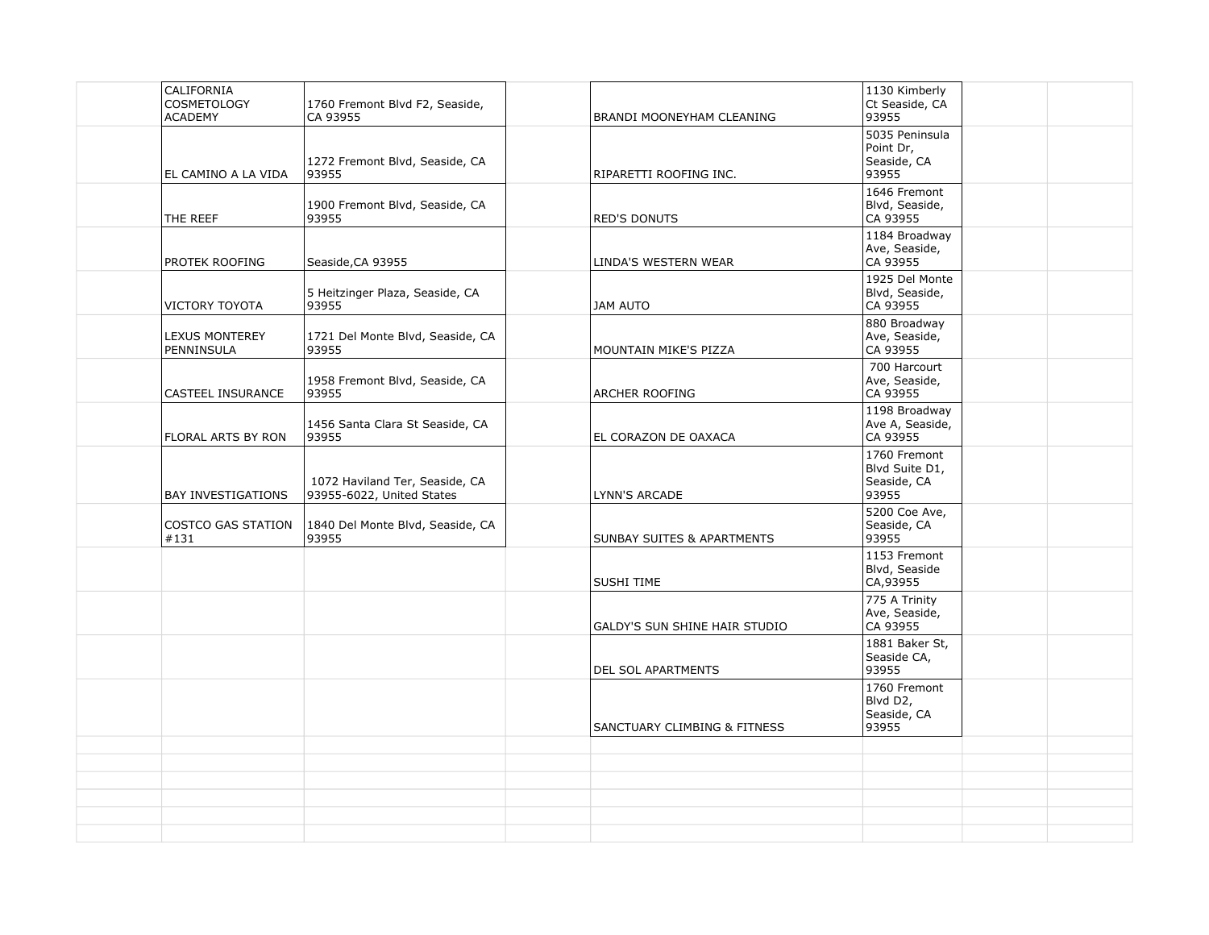| | | | | | | | |
|---|---|---|---|---|---|---|---|
| | CALIFORNIA COSMETOLOGY ACADEMY | 1760 Fremont Blvd F2, Seaside, CA 93955 | | BRANDI MOONEYHAM CLEANING | 1130 Kimberly Ct Seaside, CA 93955 | | |
| | EL CAMINO A LA VIDA | 1272 Fremont Blvd, Seaside, CA 93955 | | RIPARETTI ROOFING INC. | 5035 Peninsula Point Dr, Seaside, CA 93955 | | |
| | THE REEF | 1900 Fremont Blvd, Seaside, CA 93955 | | RED'S DONUTS | 1646 Fremont Blvd, Seaside, CA 93955 | | |
| | PROTEK ROOFING | Seaside,CA 93955 | | LINDA'S WESTERN WEAR | 1184 Broadway Ave, Seaside, CA 93955 | | |
| | VICTORY TOYOTA | 5 Heitzinger Plaza, Seaside, CA 93955 | | JAM AUTO | 1925 Del Monte Blvd, Seaside, CA 93955 | | |
| | LEXUS MONTEREY PENNINSULA | 1721 Del Monte Blvd, Seaside, CA 93955 | | MOUNTAIN MIKE'S PIZZA | 880 Broadway Ave, Seaside, CA 93955 | | |
| | CASTEEL INSURANCE | 1958 Fremont Blvd, Seaside, CA 93955 | | ARCHER ROOFING | 700 Harcourt Ave, Seaside, CA 93955 | | |
| | FLORAL ARTS BY RON | 1456 Santa Clara St Seaside, CA 93955 | | EL CORAZON DE OAXACA | 1198 Broadway Ave A, Seaside, CA 93955 | | |
| | BAY INVESTIGATIONS | 1072 Haviland Ter, Seaside, CA 93955-6022, United States | | LYNN'S ARCADE | 1760 Fremont Blvd Suite D1, Seaside, CA 93955 | | |
| | COSTCO GAS STATION #131 | 1840 Del Monte Blvd, Seaside, CA 93955 | | SUNBAY SUITES & APARTMENTS | 5200 Coe Ave, Seaside, CA 93955 | | |
| | | | | SUSHI TIME | 1153 Fremont Blvd, Seaside CA,93955 | | |
| | | | | GALDY'S SUN SHINE HAIR STUDIO | 775 A Trinity Ave, Seaside, CA 93955 | | |
| | | | | DEL SOL APARTMENTS | 1881 Baker St, Seaside CA, 93955 | | |
| | | | | SANCTUARY CLIMBING & FITNESS | 1760 Fremont Blvd D2, Seaside, CA 93955 | | |